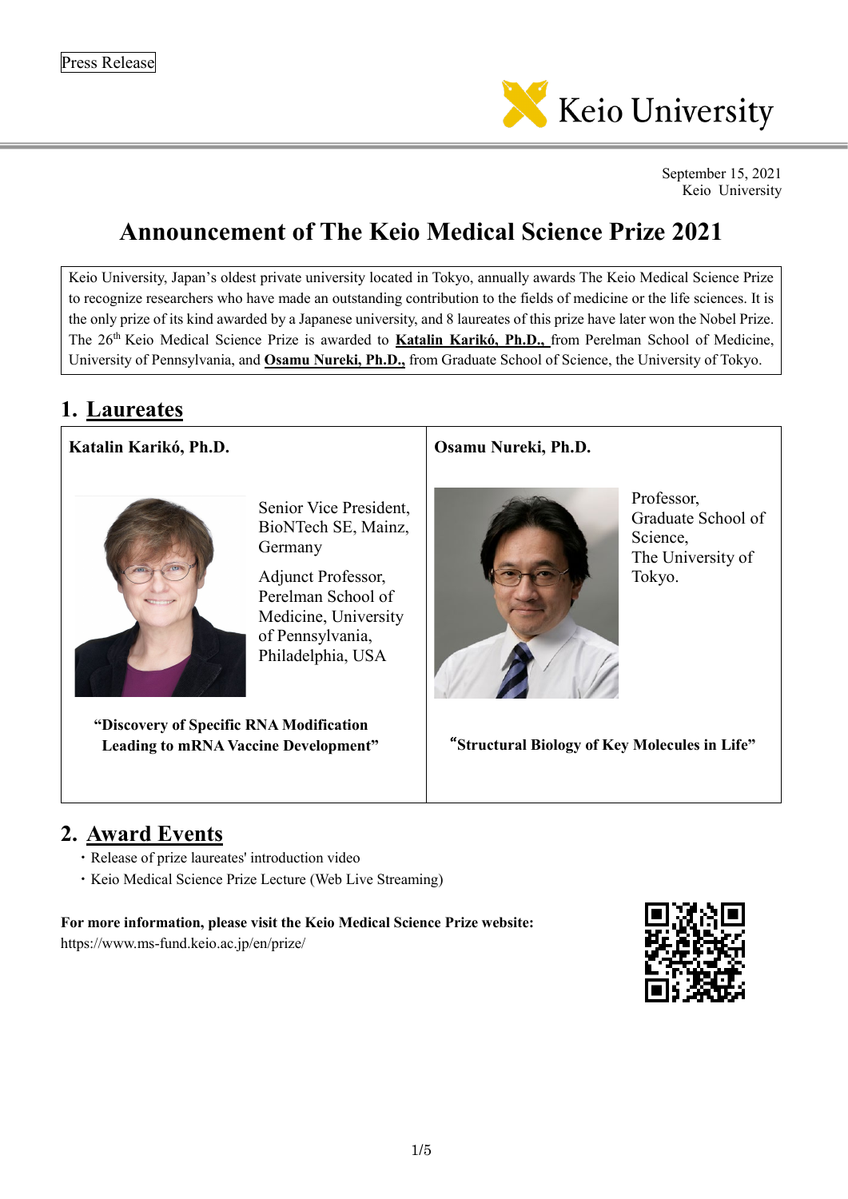Press Release

Keio University

September 15, 2021
Keio University

# Announcement of The Keio Medical Science Prize 2021

Keio University, Japan's oldest private university located in Tokyo, annually awards The Keio Medical Science Prize to recognize researchers who have made an outstanding contribution to the fields of medicine or the life sciences. It is the only prize of its kind awarded by a Japanese university, and 8 laureates of this prize have later won the Nobel Prize. The 26th Keio Medical Science Prize is awarded to **Katalin Karikó, Ph.D.,** from Perelman School of Medicine, University of Pennsylvania, and **Osamu Nureki, Ph.D.,** from Graduate School of Science, the University of Tokyo.

## 1. Laureates

| Katalin Karikó, Ph.D. | Osamu Nureki, Ph.D. |
| --- | --- |
| Senior Vice President, BioNTech SE, Mainz, Germany<br><br>Adjunct Professor, Perelman School of Medicine, University of Pennsylvania, Philadelphia, USA | Professor, Graduate School of Science, The University of Tokyo. |
| **"Discovery of Specific RNA Modification Leading to mRNA Vaccine Development"** | **"Structural Biology of Key Molecules in Life"** |

## 2. Award Events

- Release of prize laureates' introduction video
- Keio Medical Science Prize Lecture (Web Live Streaming)

**For more information, please visit the Keio Medical Science Prize website:**
https://www.ms-fund.keio.ac.jp/en/prize/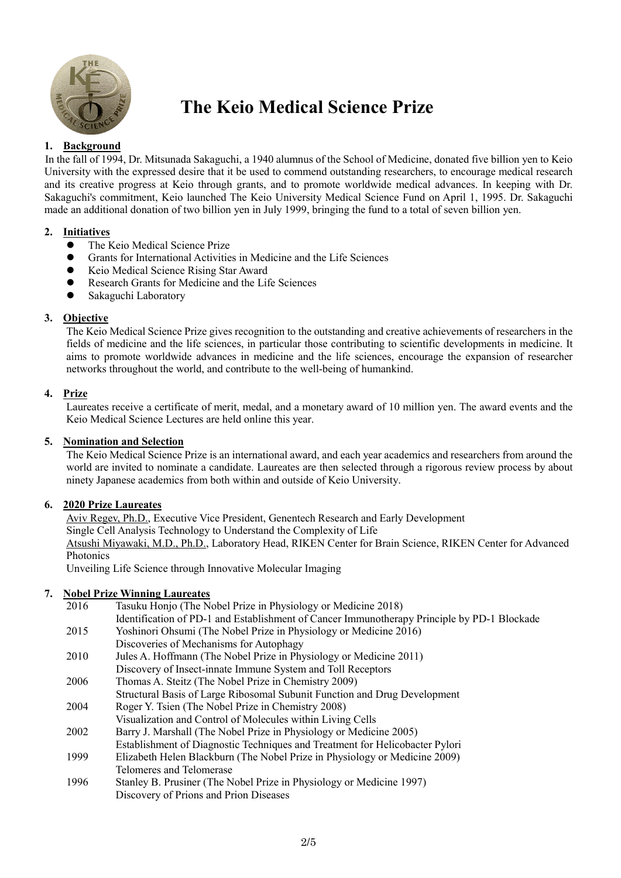# The Keio Medical Science Prize

## 1. Background

In the fall of 1994, Dr. Mitsunada Sakaguchi, a 1940 alumnus of the School of Medicine, donated five billion yen to Keio University with the expressed desire that it be used to commend outstanding researchers, to encourage medical research and its creative progress at Keio through grants, and to promote worldwide medical advances. In keeping with Dr. Sakaguchi's commitment, Keio launched The Keio University Medical Science Fund on April 1, 1995. Dr. Sakaguchi made an additional donation of two billion yen in July 1999, bringing the fund to a total of seven billion yen.

## 2. Initiatives

- The Keio Medical Science Prize
- Grants for International Activities in Medicine and the Life Sciences
- Keio Medical Science Rising Star Award
- Research Grants for Medicine and the Life Sciences
- Sakaguchi Laboratory

## 3. Objective

The Keio Medical Science Prize gives recognition to the outstanding and creative achievements of researchers in the fields of medicine and the life sciences, in particular those contributing to scientific developments in medicine. It aims to promote worldwide advances in medicine and the life sciences, encourage the expansion of researcher networks throughout the world, and contribute to the well-being of humankind.

## 4. Prize

Laureates receive a certificate of merit, medal, and a monetary award of 10 million yen. The award events and the Keio Medical Science Lectures are held online this year.

## 5. Nomination and Selection

The Keio Medical Science Prize is an international award, and each year academics and researchers from around the world are invited to nominate a candidate. Laureates are then selected through a rigorous review process by about ninety Japanese academics from both within and outside of Keio University.

## 6. 2020 Prize Laureates

Aviv Regev, Ph.D., Executive Vice President, Genentech Research and Early Development
Single Cell Analysis Technology to Understand the Complexity of Life

Atsushi Miyawaki, M.D., Ph.D., Laboratory Head, RIKEN Center for Brain Science, RIKEN Center for Advanced Photonics
Unveiling Life Science through Innovative Molecular Imaging

## 7. Nobel Prize Winning Laureates

| | |
|---|---|
| 2016 | Tasuku Honjo (The Nobel Prize in Physiology or Medicine 2018)<br>Identification of PD-1 and Establishment of Cancer Immunotherapy Principle by PD-1 Blockade |
| 2015 | Yoshinori Ohsumi (The Nobel Prize in Physiology or Medicine 2016)<br>Discoveries of Mechanisms for Autophagy |
| 2010 | Jules A. Hoffmann (The Nobel Prize in Physiology or Medicine 2011)<br>Discovery of Insect-innate Immune System and Toll Receptors |
| 2006 | Thomas A. Steitz (The Nobel Prize in Chemistry 2009)<br>Structural Basis of Large Ribosomal Subunit Function and Drug Development |
| 2004 | Roger Y. Tsien (The Nobel Prize in Chemistry 2008)<br>Visualization and Control of Molecules within Living Cells |
| 2002 | Barry J. Marshall (The Nobel Prize in Physiology or Medicine 2005)<br>Establishment of Diagnostic Techniques and Treatment for Helicobacter Pylori |
| 1999 | Elizabeth Helen Blackburn (The Nobel Prize in Physiology or Medicine 2009)<br>Telomeres and Telomerase |
| 1996 | Stanley B. Prusiner (The Nobel Prize in Physiology or Medicine 1997)<br>Discovery of Prions and Prion Diseases |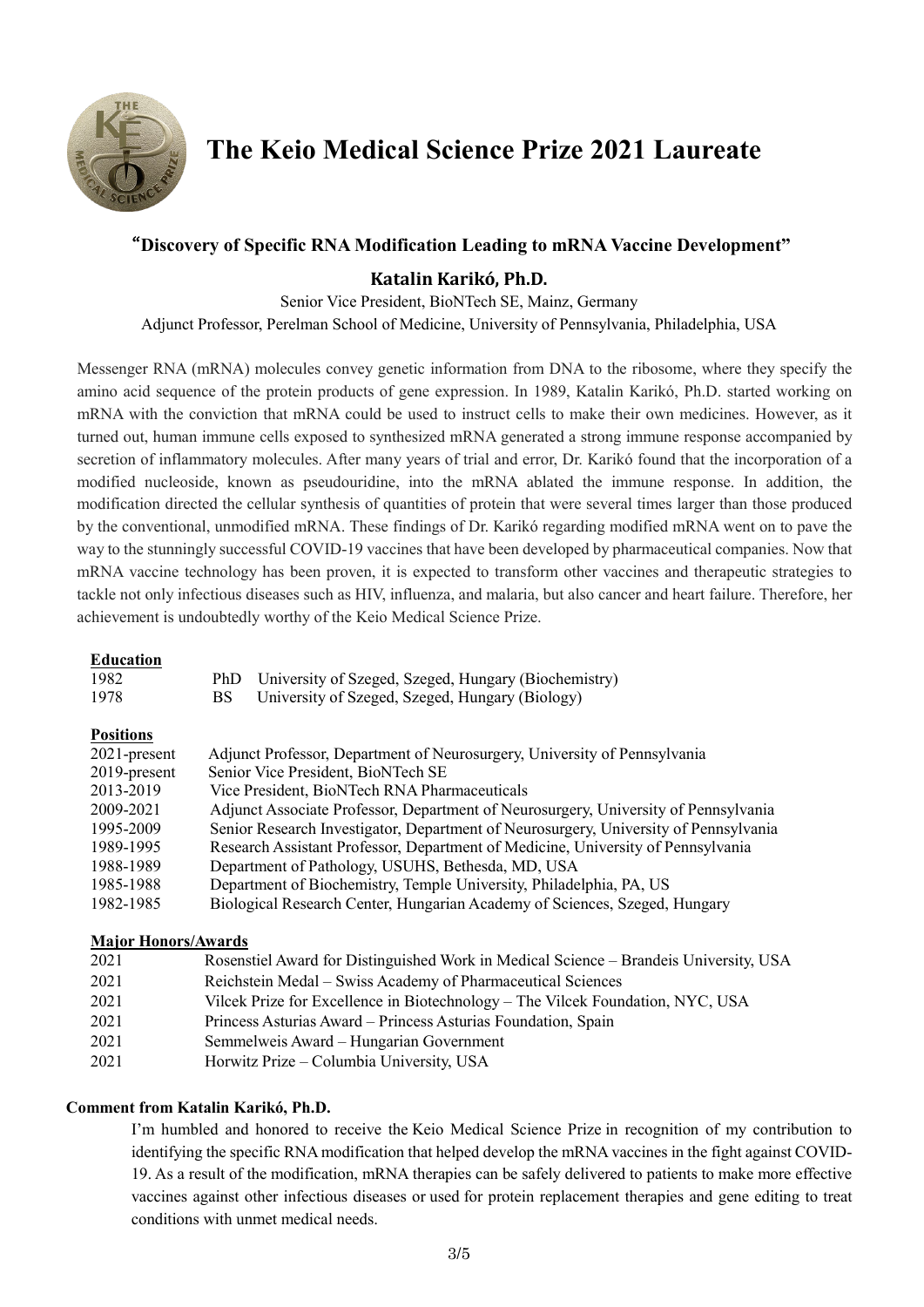# The Keio Medical Science Prize 2021 Laureate

## "Discovery of Specific RNA Modification Leading to mRNA Vaccine Development"

### Katalin Karikó, Ph.D.

Senior Vice President, BioNTech SE, Mainz, Germany
Adjunct Professor, Perelman School of Medicine, University of Pennsylvania, Philadelphia, USA

Messenger RNA (mRNA) molecules convey genetic information from DNA to the ribosome, where they specify the amino acid sequence of the protein products of gene expression. In 1989, Katalin Karikó, Ph.D. started working on mRNA with the conviction that mRNA could be used to instruct cells to make their own medicines. However, as it turned out, human immune cells exposed to synthesized mRNA generated a strong immune response accompanied by secretion of inflammatory molecules. After many years of trial and error, Dr. Karikó found that the incorporation of a modified nucleoside, known as pseudouridine, into the mRNA ablated the immune response. In addition, the modification directed the cellular synthesis of quantities of protein that were several times larger than those produced by the conventional, unmodified mRNA. These findings of Dr. Karikó regarding modified mRNA went on to pave the way to the stunningly successful COVID-19 vaccines that have been developed by pharmaceutical companies. Now that mRNA vaccine technology has been proven, it is expected to transform other vaccines and therapeutic strategies to tackle not only infectious diseases such as HIV, influenza, and malaria, but also cancer and heart failure. Therefore, her achievement is undoubtedly worthy of the Keio Medical Science Prize.

**Education**

| | | |
|---|---|---|
| 1982 | PhD | University of Szeged, Szeged, Hungary (Biochemistry) |
| 1978 | BS | University of Szeged, Szeged, Hungary (Biology) |

**Positions**

| | |
|---|---|
| 2021-present | Adjunct Professor, Department of Neurosurgery, University of Pennsylvania |
| 2019-present | Senior Vice President, BioNTech SE |
| 2013-2019 | Vice President, BioNTech RNA Pharmaceuticals |
| 2009-2021 | Adjunct Associate Professor, Department of Neurosurgery, University of Pennsylvania |
| 1995-2009 | Senior Research Investigator, Department of Neurosurgery, University of Pennsylvania |
| 1989-1995 | Research Assistant Professor, Department of Medicine, University of Pennsylvania |
| 1988-1989 | Department of Pathology, USUHS, Bethesda, MD, USA |
| 1985-1988 | Department of Biochemistry, Temple University, Philadelphia, PA, US |
| 1982-1985 | Biological Research Center, Hungarian Academy of Sciences, Szeged, Hungary |

**Major Honors/Awards**

| | |
|---|---|
| 2021 | Rosenstiel Award for Distinguished Work in Medical Science – Brandeis University, USA |
| 2021 | Reichstein Medal – Swiss Academy of Pharmaceutical Sciences |
| 2021 | Vilcek Prize for Excellence in Biotechnology – The Vilcek Foundation, NYC, USA |
| 2021 | Princess Asturias Award – Princess Asturias Foundation, Spain |
| 2021 | Semmelweis Award – Hungarian Government |
| 2021 | Horwitz Prize – Columbia University, USA |

**Comment from Katalin Karikó, Ph.D.**

I'm humbled and honored to receive the Keio Medical Science Prize in recognition of my contribution to identifying the specific RNA modification that helped develop the mRNA vaccines in the fight against COVID-19. As a result of the modification, mRNA therapies can be safely delivered to patients to make more effective vaccines against other infectious diseases or used for protein replacement therapies and gene editing to treat conditions with unmet medical needs.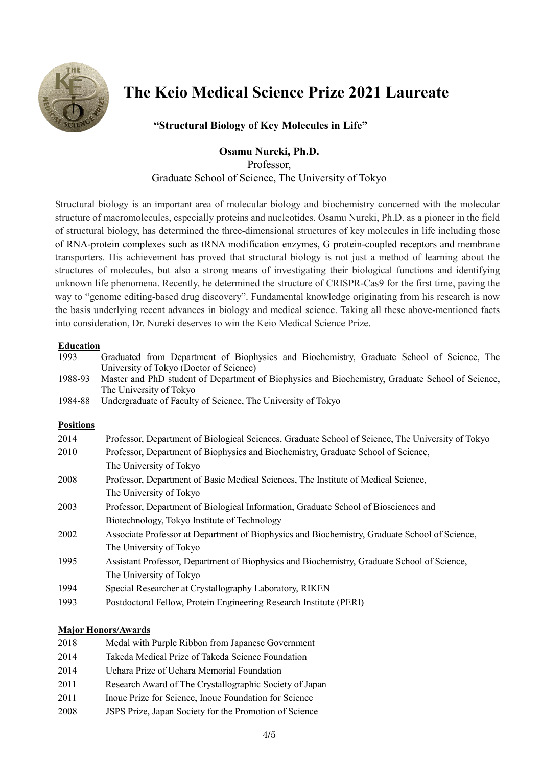# The Keio Medical Science Prize 2021 Laureate

**"Structural Biology of Key Molecules in Life"**

**Osamu Nureki, Ph.D.**
Professor,
Graduate School of Science, The University of Tokyo

Structural biology is an important area of molecular biology and biochemistry concerned with the molecular structure of macromolecules, especially proteins and nucleotides. Osamu Nureki, Ph.D. as a pioneer in the field of structural biology, has determined the three-dimensional structures of key molecules in life including those of RNA-protein complexes such as tRNA modification enzymes, G protein-coupled receptors and membrane transporters. His achievement has proved that structural biology is not just a method of learning about the structures of molecules, but also a strong means of investigating their biological functions and identifying unknown life phenomena. Recently, he determined the structure of CRISPR-Cas9 for the first time, paving the way to "genome editing-based drug discovery". Fundamental knowledge originating from his research is now the basis underlying recent advances in biology and medical science. Taking all these above-mentioned facts into consideration, Dr. Nureki deserves to win the Keio Medical Science Prize.

**Education**

| | |
|---|---|
| 1993 | Graduated from Department of Biophysics and Biochemistry, Graduate School of Science, The University of Tokyo (Doctor of Science) |
| 1988-93 | Master and PhD student of Department of Biophysics and Biochemistry, Graduate School of Science, The University of Tokyo |
| 1984-88 | Undergraduate of Faculty of Science, The University of Tokyo |

**Positions**

| | |
|---|---|
| 2014 | Professor, Department of Biological Sciences, Graduate School of Science, The University of Tokyo |
| 2010 | Professor, Department of Biophysics and Biochemistry, Graduate School of Science, The University of Tokyo |
| 2008 | Professor, Department of Basic Medical Sciences, The Institute of Medical Science, The University of Tokyo |
| 2003 | Professor, Department of Biological Information, Graduate School of Biosciences and Biotechnology, Tokyo Institute of Technology |
| 2002 | Associate Professor at Department of Biophysics and Biochemistry, Graduate School of Science, The University of Tokyo |
| 1995 | Assistant Professor, Department of Biophysics and Biochemistry, Graduate School of Science, The University of Tokyo |
| 1994 | Special Researcher at Crystallography Laboratory, RIKEN |
| 1993 | Postdoctoral Fellow, Protein Engineering Research Institute (PERI) |

**Major Honors/Awards**

| | |
|---|---|
| 2018 | Medal with Purple Ribbon from Japanese Government |
| 2014 | Takeda Medical Prize of Takeda Science Foundation |
| 2014 | Uehara Prize of Uehara Memorial Foundation |
| 2011 | Research Award of The Crystallographic Society of Japan |
| 2011 | Inoue Prize for Science, Inoue Foundation for Science |
| 2008 | JSPS Prize, Japan Society for the Promotion of Science |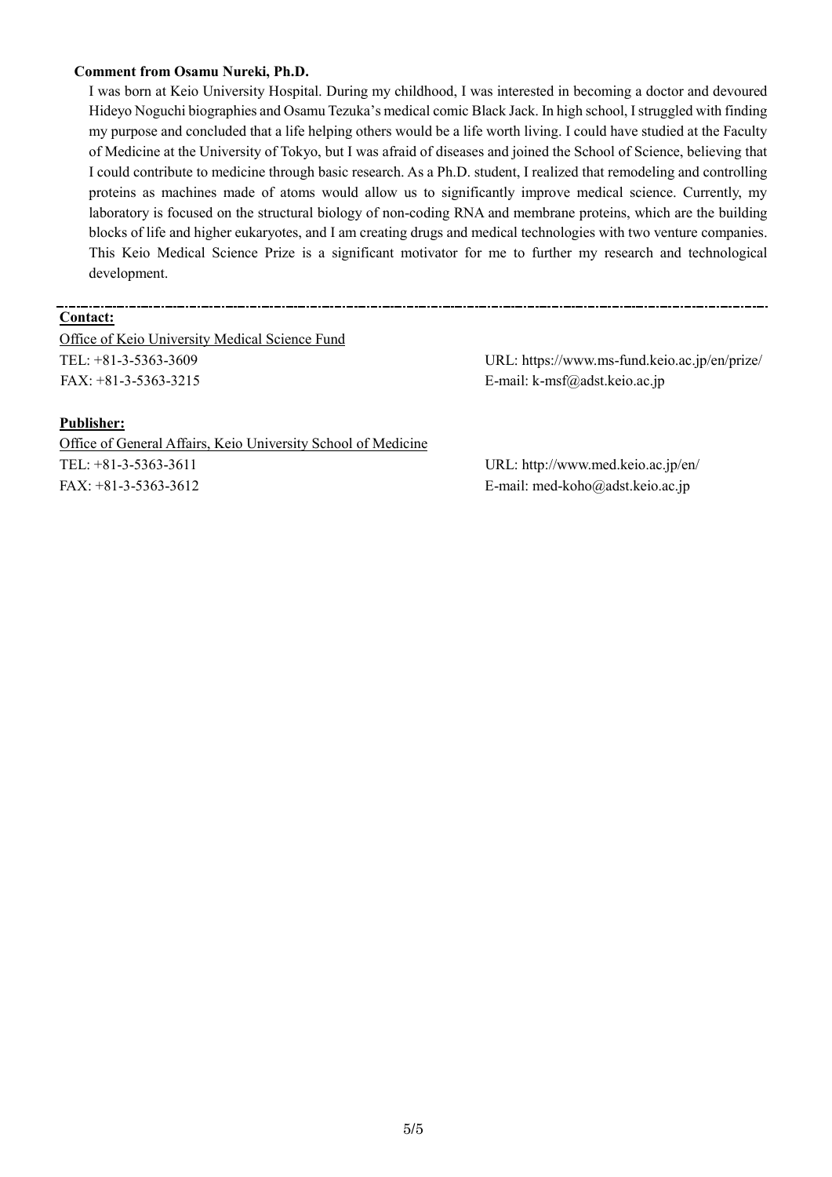**Comment from Osamu Nureki, Ph.D.**

I was born at Keio University Hospital. During my childhood, I was interested in becoming a doctor and devoured Hideyo Noguchi biographies and Osamu Tezuka's medical comic Black Jack. In high school, I struggled with finding my purpose and concluded that a life helping others would be a life worth living. I could have studied at the Faculty of Medicine at the University of Tokyo, but I was afraid of diseases and joined the School of Science, believing that I could contribute to medicine through basic research. As a Ph.D. student, I realized that remodeling and controlling proteins as machines made of atoms would allow us to significantly improve medical science. Currently, my laboratory is focused on the structural biology of non-coding RNA and membrane proteins, which are the building blocks of life and higher eukaryotes, and I am creating drugs and medical technologies with two venture companies. This Keio Medical Science Prize is a significant motivator for me to further my research and technological development.

---

**Contact:**

Office of Keio University Medical Science Fund

TEL: +81-3-5363-3609

FAX: +81-3-5363-3215

URL: https://www.ms-fund.keio.ac.jp/en/prize/

E-mail: k-msf@adst.keio.ac.jp

**Publisher:**

Office of General Affairs, Keio University School of Medicine

TEL: +81-3-5363-3611

FAX: +81-3-5363-3612

URL: http://www.med.keio.ac.jp/en/

E-mail: med-koho@adst.keio.ac.jp